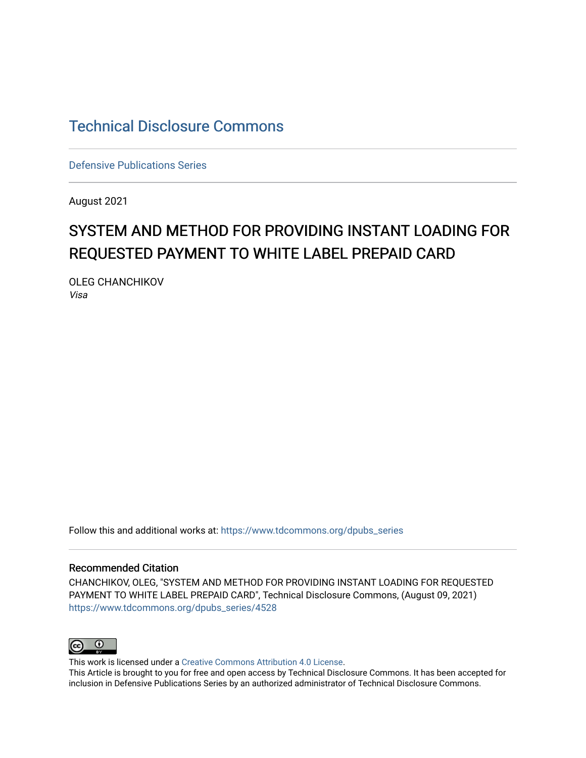# Technical Disclosure Commons

Defensive Publications Series

August 2021

## SYSTEM AND METHOD FOR PROVIDING INSTANT LOADING FOR REQUESTED PAYMENT TO WHITE LABEL PREPAID CARD

OLEG CHANCHIKOV

*Visa*

Follow this and additional works at: https://www.tdcommons.org/dpubs_series

### Recommended Citation

CHANCHIKOV, OLEG, "SYSTEM AND METHOD FOR PROVIDING INSTANT LOADING FOR REQUESTED PAYMENT TO WHITE LABEL PREPAID CARD", Technical Disclosure Commons, (August 09, 2021)
https://www.tdcommons.org/dpubs_series/4528

This work is licensed under a Creative Commons Attribution 4.0 License.

This Article is brought to you for free and open access by Technical Disclosure Commons. It has been accepted for inclusion in Defensive Publications Series by an authorized administrator of Technical Disclosure Commons.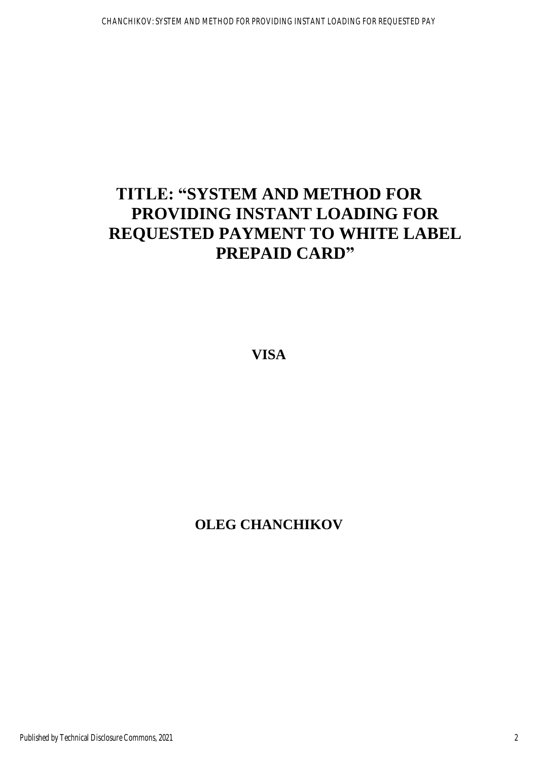# TITLE: "SYSTEM AND METHOD FOR PROVIDING INSTANT LOADING FOR REQUESTED PAYMENT TO WHITE LABEL PREPAID CARD"

**VISA**

**OLEG CHANCHIKOV**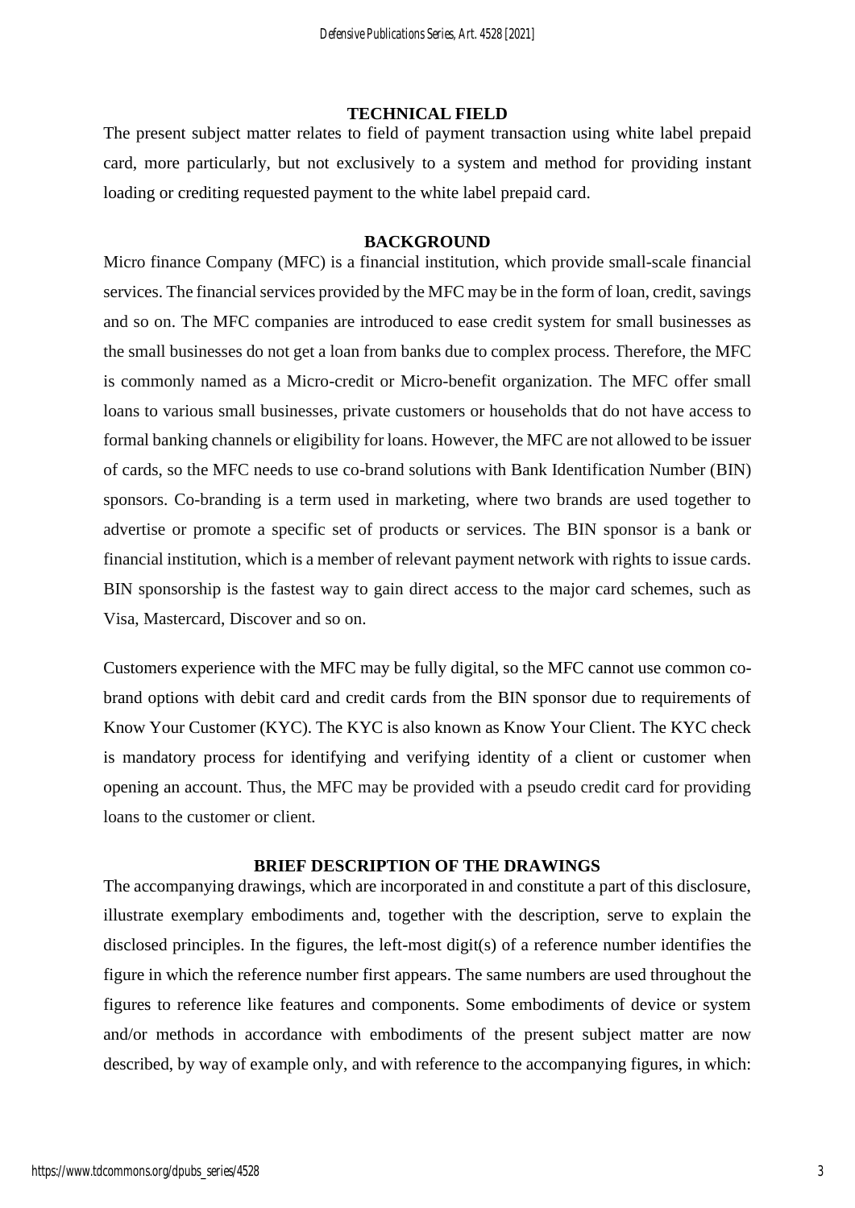## TECHNICAL FIELD

The present subject matter relates to field of payment transaction using white label prepaid card, more particularly, but not exclusively to a system and method for providing instant loading or crediting requested payment to the white label prepaid card.

## BACKGROUND

Micro finance Company (MFC) is a financial institution, which provide small-scale financial services. The financial services provided by the MFC may be in the form of loan, credit, savings and so on. The MFC companies are introduced to ease credit system for small businesses as the small businesses do not get a loan from banks due to complex process. Therefore, the MFC is commonly named as a Micro-credit or Micro-benefit organization. The MFC offer small loans to various small businesses, private customers or households that do not have access to formal banking channels or eligibility for loans. However, the MFC are not allowed to be issuer of cards, so the MFC needs to use co-brand solutions with Bank Identification Number (BIN) sponsors. Co-branding is a term used in marketing, where two brands are used together to advertise or promote a specific set of products or services. The BIN sponsor is a bank or financial institution, which is a member of relevant payment network with rights to issue cards. BIN sponsorship is the fastest way to gain direct access to the major card schemes, such as Visa, Mastercard, Discover and so on.

Customers experience with the MFC may be fully digital, so the MFC cannot use common co-brand options with debit card and credit cards from the BIN sponsor due to requirements of Know Your Customer (KYC). The KYC is also known as Know Your Client. The KYC check is mandatory process for identifying and verifying identity of a client or customer when opening an account. Thus, the MFC may be provided with a pseudo credit card for providing loans to the customer or client.

## BRIEF DESCRIPTION OF THE DRAWINGS

The accompanying drawings, which are incorporated in and constitute a part of this disclosure, illustrate exemplary embodiments and, together with the description, serve to explain the disclosed principles. In the figures, the left-most digit(s) of a reference number identifies the figure in which the reference number first appears. The same numbers are used throughout the figures to reference like features and components. Some embodiments of device or system and/or methods in accordance with embodiments of the present subject matter are now described, by way of example only, and with reference to the accompanying figures, in which: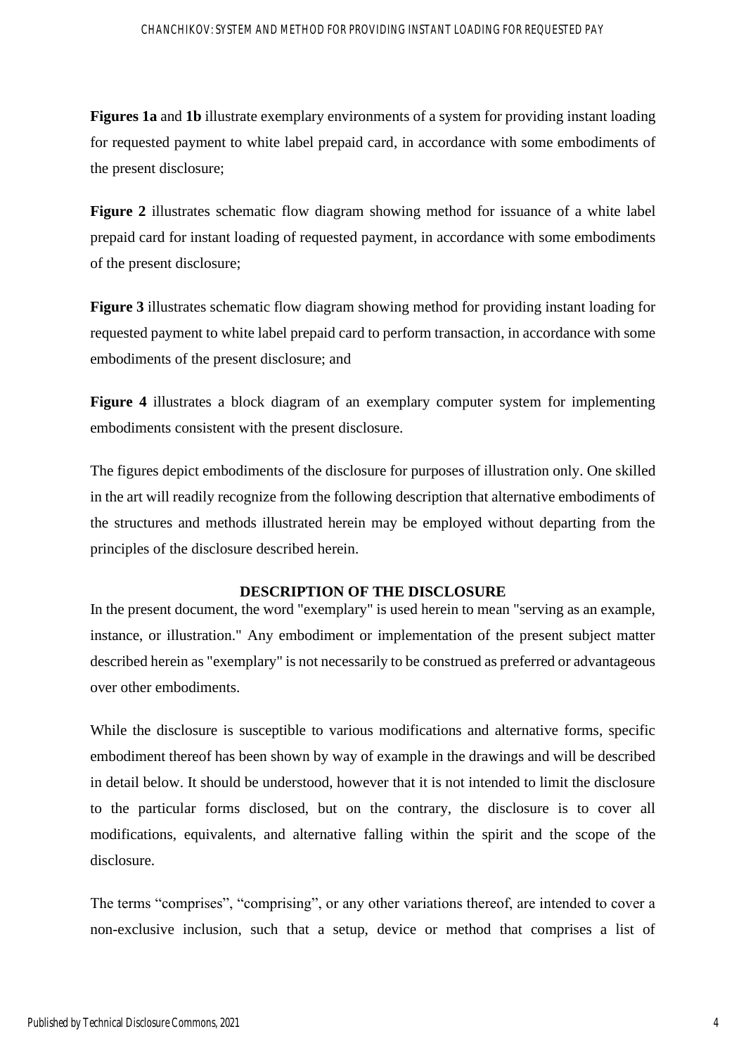**Figures 1a** and **1b** illustrate exemplary environments of a system for providing instant loading for requested payment to white label prepaid card, in accordance with some embodiments of the present disclosure;

**Figure 2** illustrates schematic flow diagram showing method for issuance of a white label prepaid card for instant loading of requested payment, in accordance with some embodiments of the present disclosure;

**Figure 3** illustrates schematic flow diagram showing method for providing instant loading for requested payment to white label prepaid card to perform transaction, in accordance with some embodiments of the present disclosure; and

**Figure 4** illustrates a block diagram of an exemplary computer system for implementing embodiments consistent with the present disclosure.

The figures depict embodiments of the disclosure for purposes of illustration only. One skilled in the art will readily recognize from the following description that alternative embodiments of the structures and methods illustrated herein may be employed without departing from the principles of the disclosure described herein.

## DESCRIPTION OF THE DISCLOSURE

In the present document, the word "exemplary" is used herein to mean "serving as an example, instance, or illustration." Any embodiment or implementation of the present subject matter described herein as "exemplary" is not necessarily to be construed as preferred or advantageous over other embodiments.

While the disclosure is susceptible to various modifications and alternative forms, specific embodiment thereof has been shown by way of example in the drawings and will be described in detail below. It should be understood, however that it is not intended to limit the disclosure to the particular forms disclosed, but on the contrary, the disclosure is to cover all modifications, equivalents, and alternative falling within the spirit and the scope of the disclosure.

The terms "comprises", "comprising", or any other variations thereof, are intended to cover a non-exclusive inclusion, such that a setup, device or method that comprises a list of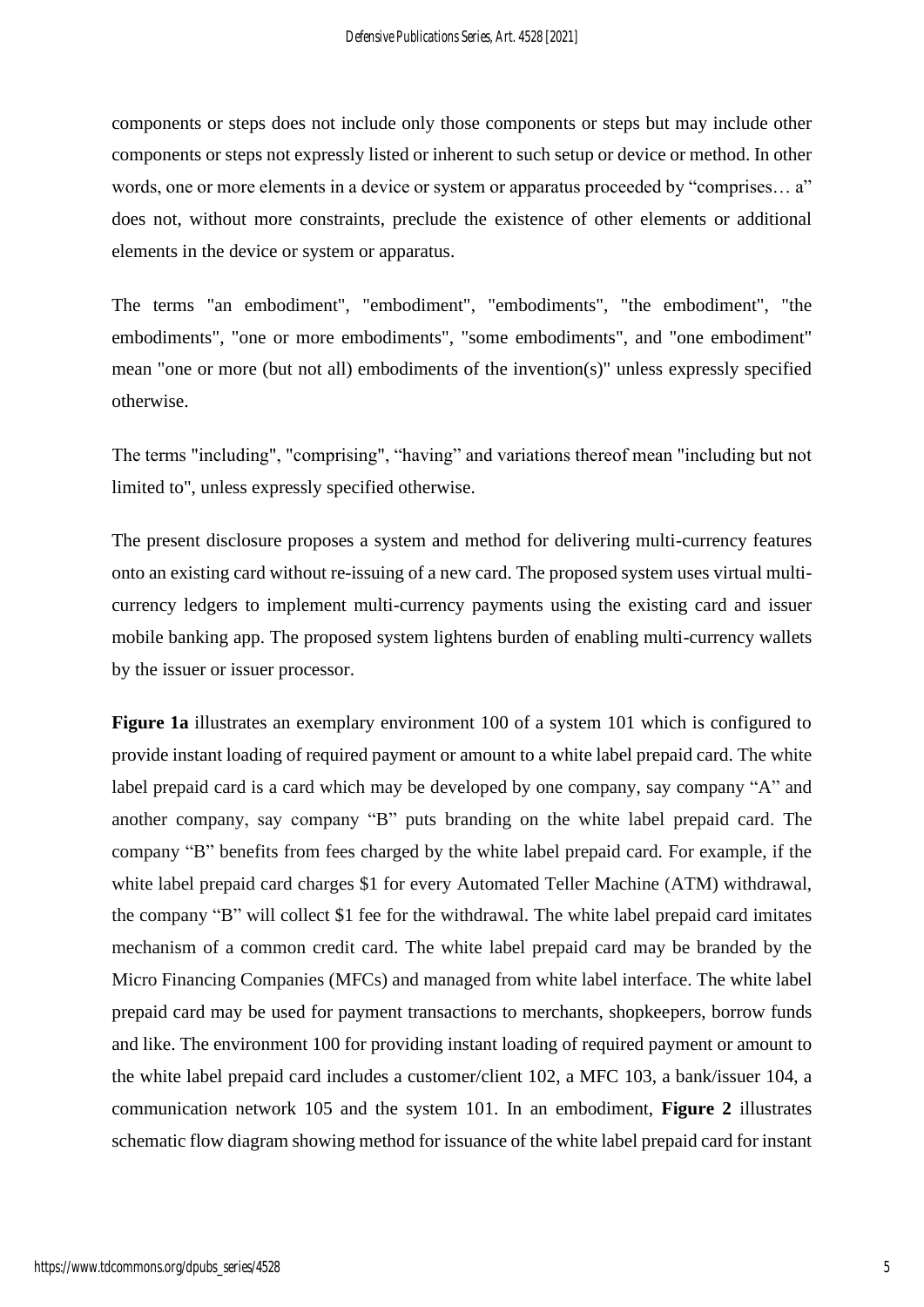components or steps does not include only those components or steps but may include other components or steps not expressly listed or inherent to such setup or device or method. In other words, one or more elements in a device or system or apparatus proceeded by "comprises… a" does not, without more constraints, preclude the existence of other elements or additional elements in the device or system or apparatus.

The terms "an embodiment", "embodiment", "embodiments", "the embodiment", "the embodiments", "one or more embodiments", "some embodiments", and "one embodiment" mean "one or more (but not all) embodiments of the invention(s)" unless expressly specified otherwise.

The terms "including", "comprising", "having" and variations thereof mean "including but not limited to", unless expressly specified otherwise.

The present disclosure proposes a system and method for delivering multi-currency features onto an existing card without re-issuing of a new card. The proposed system uses virtual multi-currency ledgers to implement multi-currency payments using the existing card and issuer mobile banking app. The proposed system lightens burden of enabling multi-currency wallets by the issuer or issuer processor.

**Figure 1a** illustrates an exemplary environment 100 of a system 101 which is configured to provide instant loading of required payment or amount to a white label prepaid card. The white label prepaid card is a card which may be developed by one company, say company "A" and another company, say company "B" puts branding on the white label prepaid card. The company "B" benefits from fees charged by the white label prepaid card. For example, if the white label prepaid card charges $1 for every Automated Teller Machine (ATM) withdrawal, the company "B" will collect $1 fee for the withdrawal. The white label prepaid card imitates mechanism of a common credit card. The white label prepaid card may be branded by the Micro Financing Companies (MFCs) and managed from white label interface. The white label prepaid card may be used for payment transactions to merchants, shopkeepers, borrow funds and like. The environment 100 for providing instant loading of required payment or amount to the white label prepaid card includes a customer/client 102, a MFC 103, a bank/issuer 104, a communication network 105 and the system 101. In an embodiment, **Figure 2** illustrates schematic flow diagram showing method for issuance of the white label prepaid card for instant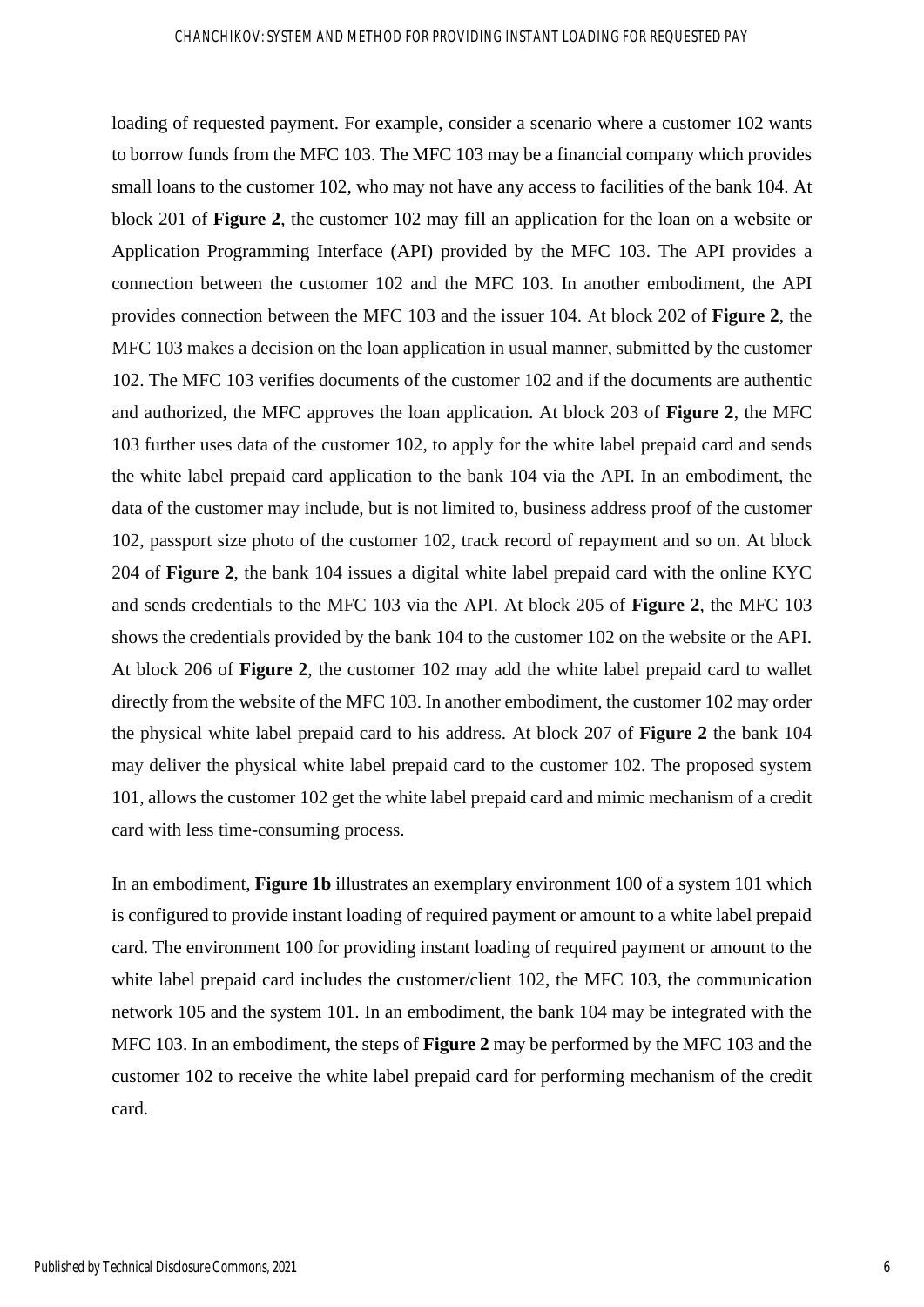loading of requested payment. For example, consider a scenario where a customer 102 wants to borrow funds from the MFC 103. The MFC 103 may be a financial company which provides small loans to the customer 102, who may not have any access to facilities of the bank 104. At block 201 of **Figure 2**, the customer 102 may fill an application for the loan on a website or Application Programming Interface (API) provided by the MFC 103. The API provides a connection between the customer 102 and the MFC 103. In another embodiment, the API provides connection between the MFC 103 and the issuer 104. At block 202 of **Figure 2**, the MFC 103 makes a decision on the loan application in usual manner, submitted by the customer 102. The MFC 103 verifies documents of the customer 102 and if the documents are authentic and authorized, the MFC approves the loan application. At block 203 of **Figure 2**, the MFC 103 further uses data of the customer 102, to apply for the white label prepaid card and sends the white label prepaid card application to the bank 104 via the API. In an embodiment, the data of the customer may include, but is not limited to, business address proof of the customer 102, passport size photo of the customer 102, track record of repayment and so on. At block 204 of **Figure 2**, the bank 104 issues a digital white label prepaid card with the online KYC and sends credentials to the MFC 103 via the API. At block 205 of **Figure 2**, the MFC 103 shows the credentials provided by the bank 104 to the customer 102 on the website or the API. At block 206 of **Figure 2**, the customer 102 may add the white label prepaid card to wallet directly from the website of the MFC 103. In another embodiment, the customer 102 may order the physical white label prepaid card to his address. At block 207 of **Figure 2** the bank 104 may deliver the physical white label prepaid card to the customer 102. The proposed system 101, allows the customer 102 get the white label prepaid card and mimic mechanism of a credit card with less time-consuming process.

In an embodiment, **Figure 1b** illustrates an exemplary environment 100 of a system 101 which is configured to provide instant loading of required payment or amount to a white label prepaid card. The environment 100 for providing instant loading of required payment or amount to the white label prepaid card includes the customer/client 102, the MFC 103, the communication network 105 and the system 101. In an embodiment, the bank 104 may be integrated with the MFC 103. In an embodiment, the steps of **Figure 2** may be performed by the MFC 103 and the customer 102 to receive the white label prepaid card for performing mechanism of the credit card.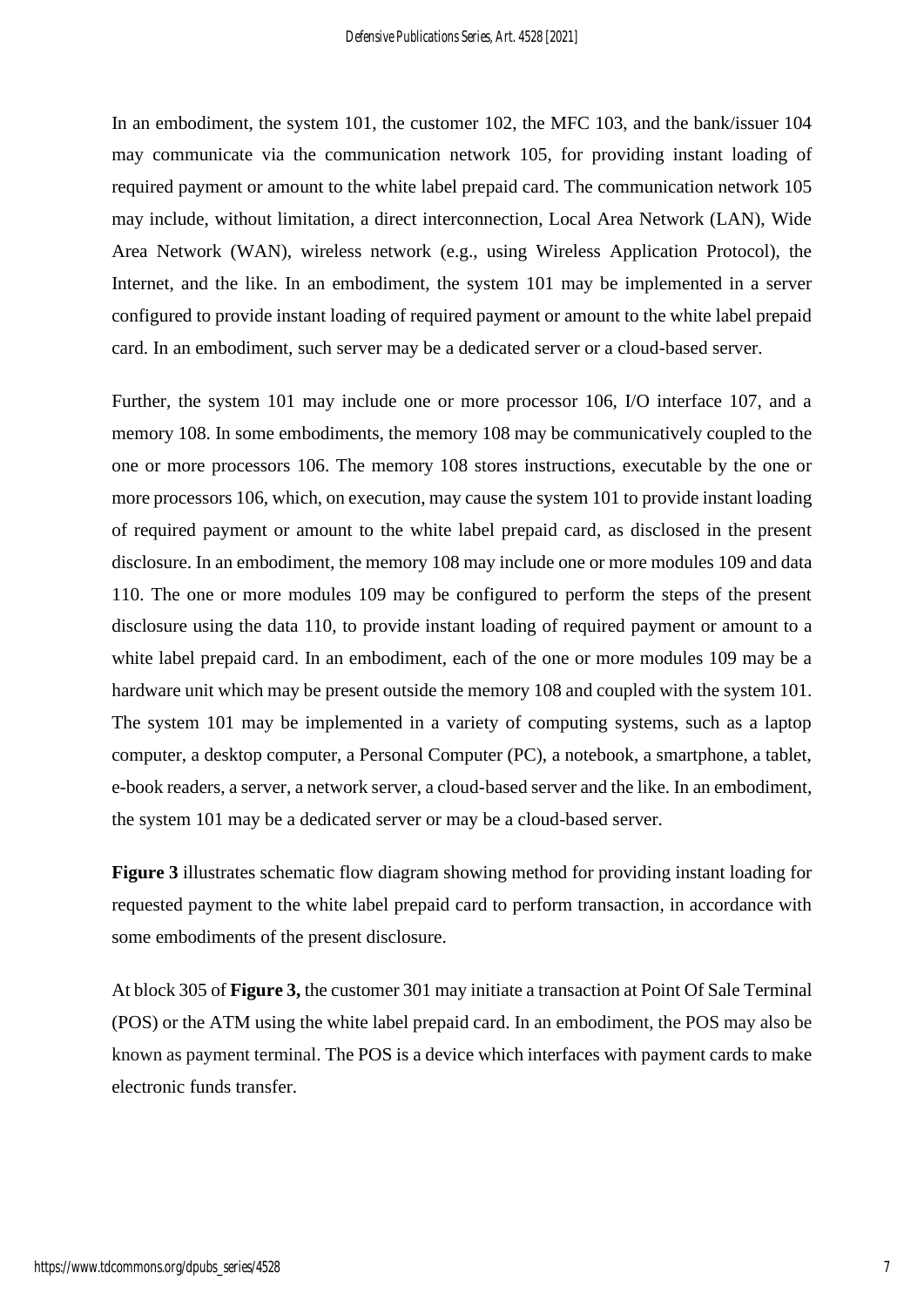In an embodiment, the system 101, the customer 102, the MFC 103, and the bank/issuer 104 may communicate via the communication network 105, for providing instant loading of required payment or amount to the white label prepaid card. The communication network 105 may include, without limitation, a direct interconnection, Local Area Network (LAN), Wide Area Network (WAN), wireless network (e.g., using Wireless Application Protocol), the Internet, and the like. In an embodiment, the system 101 may be implemented in a server configured to provide instant loading of required payment or amount to the white label prepaid card. In an embodiment, such server may be a dedicated server or a cloud-based server.

Further, the system 101 may include one or more processor 106, I/O interface 107, and a memory 108. In some embodiments, the memory 108 may be communicatively coupled to the one or more processors 106. The memory 108 stores instructions, executable by the one or more processors 106, which, on execution, may cause the system 101 to provide instant loading of required payment or amount to the white label prepaid card, as disclosed in the present disclosure. In an embodiment, the memory 108 may include one or more modules 109 and data 110. The one or more modules 109 may be configured to perform the steps of the present disclosure using the data 110, to provide instant loading of required payment or amount to a white label prepaid card. In an embodiment, each of the one or more modules 109 may be a hardware unit which may be present outside the memory 108 and coupled with the system 101. The system 101 may be implemented in a variety of computing systems, such as a laptop computer, a desktop computer, a Personal Computer (PC), a notebook, a smartphone, a tablet, e-book readers, a server, a network server, a cloud-based server and the like. In an embodiment, the system 101 may be a dedicated server or may be a cloud-based server.

**Figure 3** illustrates schematic flow diagram showing method for providing instant loading for requested payment to the white label prepaid card to perform transaction, in accordance with some embodiments of the present disclosure.

At block 305 of **Figure 3,** the customer 301 may initiate a transaction at Point Of Sale Terminal (POS) or the ATM using the white label prepaid card. In an embodiment, the POS may also be known as payment terminal. The POS is a device which interfaces with payment cards to make electronic funds transfer.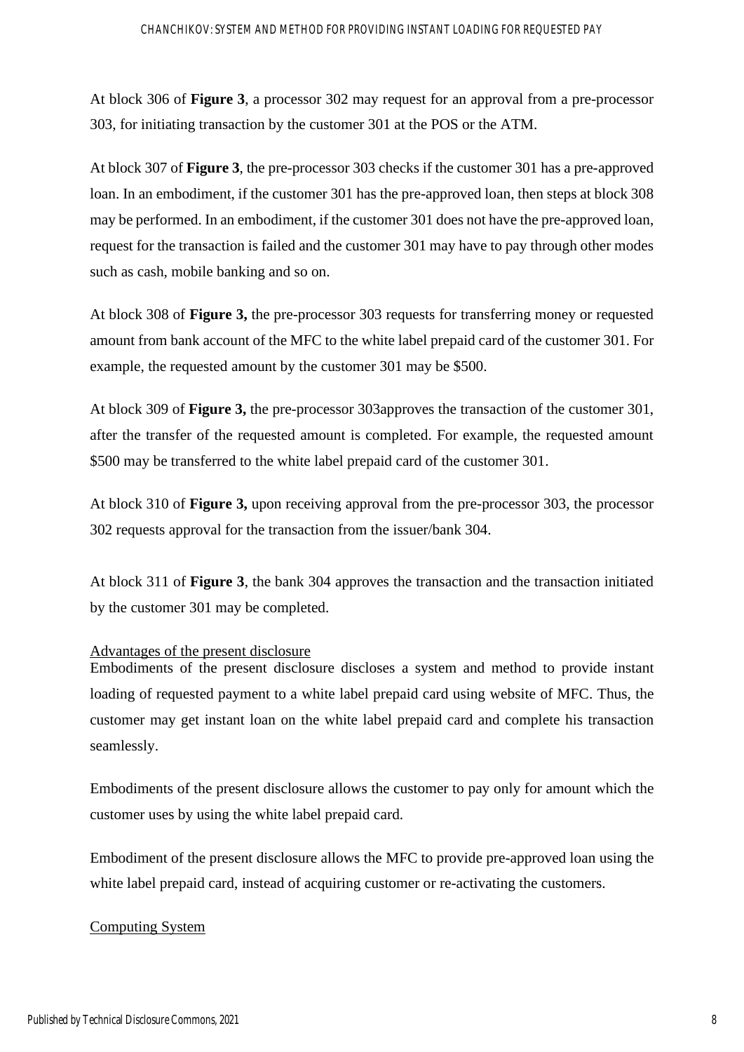At block 306 of **Figure 3**, a processor 302 may request for an approval from a pre-processor 303, for initiating transaction by the customer 301 at the POS or the ATM.

At block 307 of **Figure 3**, the pre-processor 303 checks if the customer 301 has a pre-approved loan. In an embodiment, if the customer 301 has the pre-approved loan, then steps at block 308 may be performed. In an embodiment, if the customer 301 does not have the pre-approved loan, request for the transaction is failed and the customer 301 may have to pay through other modes such as cash, mobile banking and so on.

At block 308 of **Figure 3,** the pre-processor 303 requests for transferring money or requested amount from bank account of the MFC to the white label prepaid card of the customer 301. For example, the requested amount by the customer 301 may be $500.

At block 309 of **Figure 3,** the pre-processor 303approves the transaction of the customer 301, after the transfer of the requested amount is completed. For example, the requested amount $500 may be transferred to the white label prepaid card of the customer 301.

At block 310 of **Figure 3,** upon receiving approval from the pre-processor 303, the processor 302 requests approval for the transaction from the issuer/bank 304.

At block 311 of **Figure 3**, the bank 304 approves the transaction and the transaction initiated by the customer 301 may be completed.

<u>Advantages of the present disclosure</u>

Embodiments of the present disclosure discloses a system and method to provide instant loading of requested payment to a white label prepaid card using website of MFC. Thus, the customer may get instant loan on the white label prepaid card and complete his transaction seamlessly.

Embodiments of the present disclosure allows the customer to pay only for amount which the customer uses by using the white label prepaid card.

Embodiment of the present disclosure allows the MFC to provide pre-approved loan using the white label prepaid card, instead of acquiring customer or re-activating the customers.

<u>Computing System</u>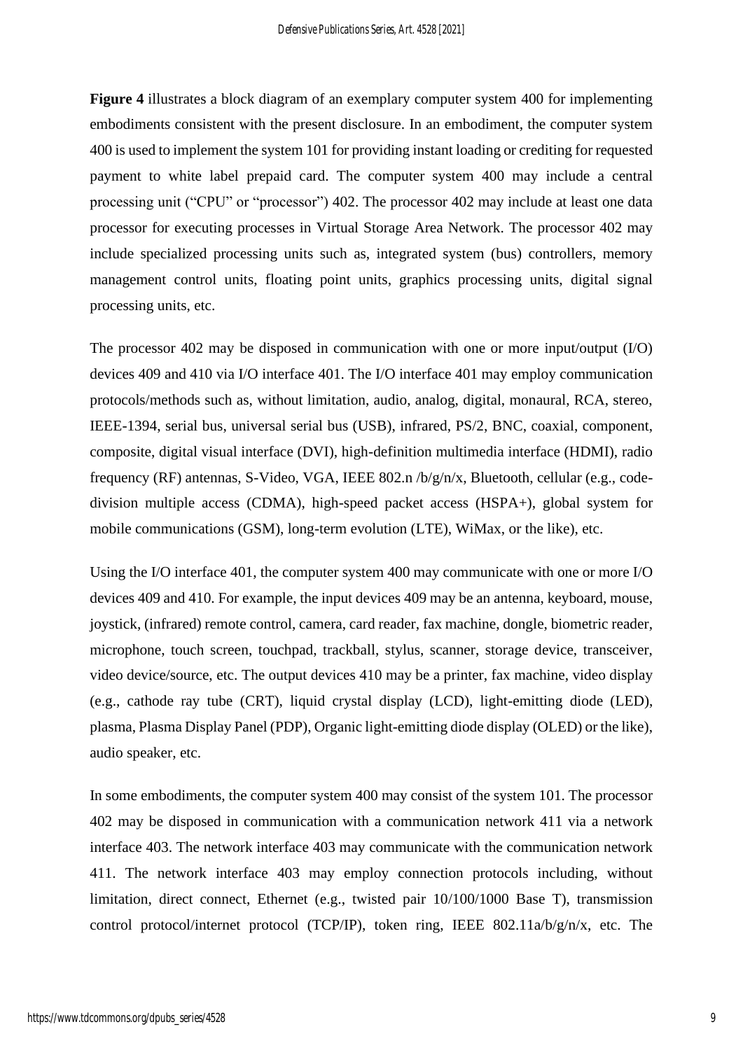**Figure 4** illustrates a block diagram of an exemplary computer system 400 for implementing embodiments consistent with the present disclosure. In an embodiment, the computer system 400 is used to implement the system 101 for providing instant loading or crediting for requested payment to white label prepaid card. The computer system 400 may include a central processing unit ("CPU" or "processor") 402. The processor 402 may include at least one data processor for executing processes in Virtual Storage Area Network. The processor 402 may include specialized processing units such as, integrated system (bus) controllers, memory management control units, floating point units, graphics processing units, digital signal processing units, etc.

The processor 402 may be disposed in communication with one or more input/output (I/O) devices 409 and 410 via I/O interface 401. The I/O interface 401 may employ communication protocols/methods such as, without limitation, audio, analog, digital, monaural, RCA, stereo, IEEE-1394, serial bus, universal serial bus (USB), infrared, PS/2, BNC, coaxial, component, composite, digital visual interface (DVI), high-definition multimedia interface (HDMI), radio frequency (RF) antennas, S-Video, VGA, IEEE 802.n /b/g/n/x, Bluetooth, cellular (e.g., code-division multiple access (CDMA), high-speed packet access (HSPA+), global system for mobile communications (GSM), long-term evolution (LTE), WiMax, or the like), etc.

Using the I/O interface 401, the computer system 400 may communicate with one or more I/O devices 409 and 410. For example, the input devices 409 may be an antenna, keyboard, mouse, joystick, (infrared) remote control, camera, card reader, fax machine, dongle, biometric reader, microphone, touch screen, touchpad, trackball, stylus, scanner, storage device, transceiver, video device/source, etc. The output devices 410 may be a printer, fax machine, video display (e.g., cathode ray tube (CRT), liquid crystal display (LCD), light-emitting diode (LED), plasma, Plasma Display Panel (PDP), Organic light-emitting diode display (OLED) or the like), audio speaker, etc.

In some embodiments, the computer system 400 may consist of the system 101. The processor 402 may be disposed in communication with a communication network 411 via a network interface 403. The network interface 403 may communicate with the communication network 411. The network interface 403 may employ connection protocols including, without limitation, direct connect, Ethernet (e.g., twisted pair 10/100/1000 Base T), transmission control protocol/internet protocol (TCP/IP), token ring, IEEE 802.11a/b/g/n/x, etc. The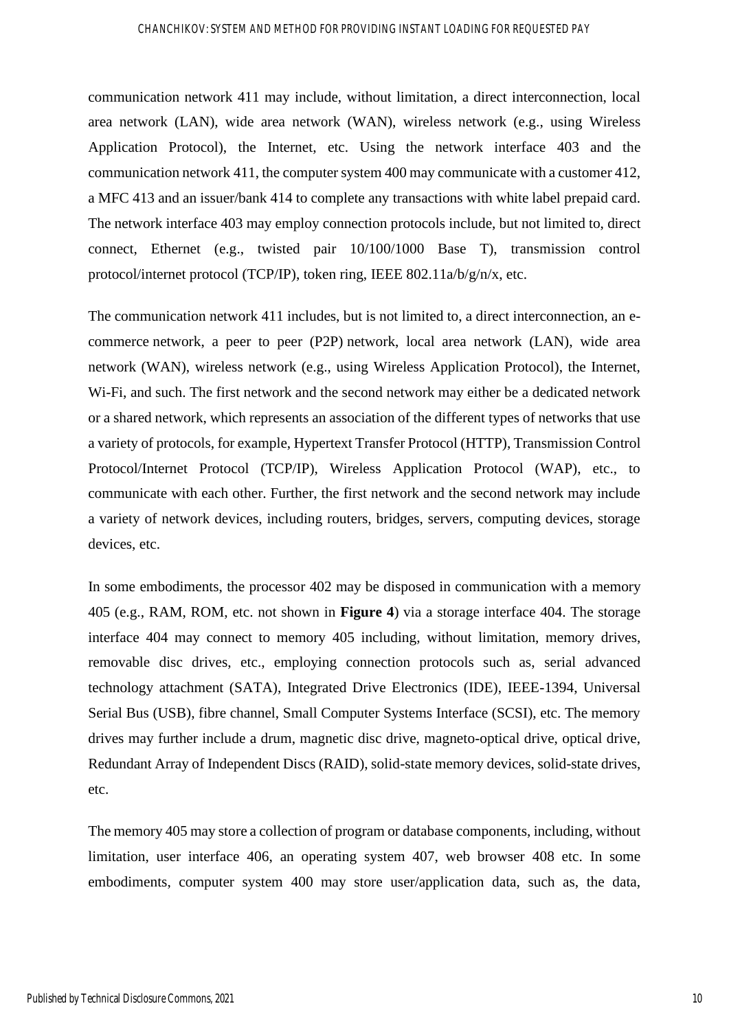communication network 411 may include, without limitation, a direct interconnection, local area network (LAN), wide area network (WAN), wireless network (e.g., using Wireless Application Protocol), the Internet, etc. Using the network interface 403 and the communication network 411, the computer system 400 may communicate with a customer 412, a MFC 413 and an issuer/bank 414 to complete any transactions with white label prepaid card. The network interface 403 may employ connection protocols include, but not limited to, direct connect, Ethernet (e.g., twisted pair 10/100/1000 Base T), transmission control protocol/internet protocol (TCP/IP), token ring, IEEE 802.11a/b/g/n/x, etc.

The communication network 411 includes, but is not limited to, a direct interconnection, an e-commerce network, a peer to peer (P2P) network, local area network (LAN), wide area network (WAN), wireless network (e.g., using Wireless Application Protocol), the Internet, Wi-Fi, and such. The first network and the second network may either be a dedicated network or a shared network, which represents an association of the different types of networks that use a variety of protocols, for example, Hypertext Transfer Protocol (HTTP), Transmission Control Protocol/Internet Protocol (TCP/IP), Wireless Application Protocol (WAP), etc., to communicate with each other. Further, the first network and the second network may include a variety of network devices, including routers, bridges, servers, computing devices, storage devices, etc.

In some embodiments, the processor 402 may be disposed in communication with a memory 405 (e.g., RAM, ROM, etc. not shown in **Figure 4**) via a storage interface 404. The storage interface 404 may connect to memory 405 including, without limitation, memory drives, removable disc drives, etc., employing connection protocols such as, serial advanced technology attachment (SATA), Integrated Drive Electronics (IDE), IEEE-1394, Universal Serial Bus (USB), fibre channel, Small Computer Systems Interface (SCSI), etc. The memory drives may further include a drum, magnetic disc drive, magneto-optical drive, optical drive, Redundant Array of Independent Discs (RAID), solid-state memory devices, solid-state drives, etc.

The memory 405 may store a collection of program or database components, including, without limitation, user interface 406, an operating system 407, web browser 408 etc. In some embodiments, computer system 400 may store user/application data, such as, the data,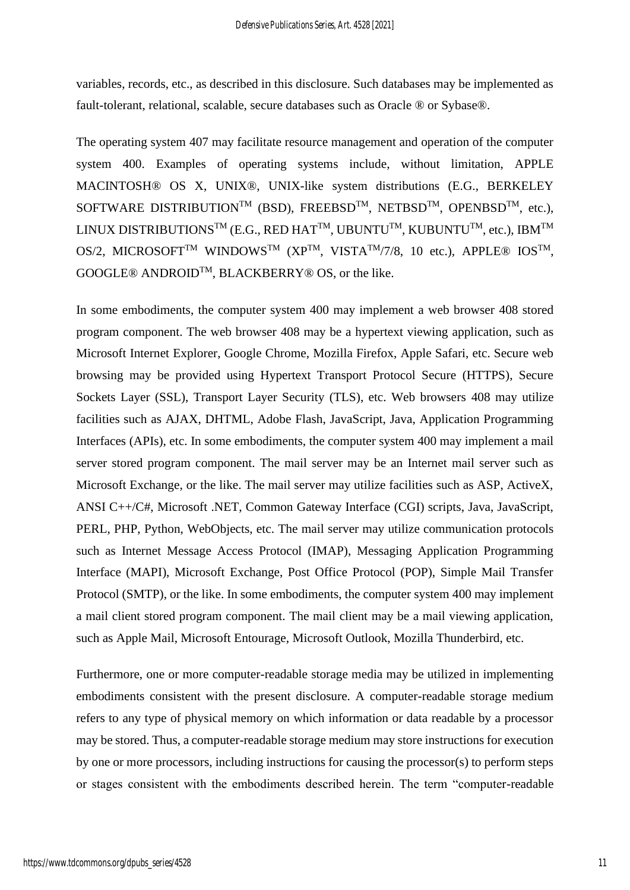variables, records, etc., as described in this disclosure. Such databases may be implemented as fault-tolerant, relational, scalable, secure databases such as Oracle ® or Sybase®.

The operating system 407 may facilitate resource management and operation of the computer system 400. Examples of operating systems include, without limitation, APPLE MACINTOSH® OS X, UNIX®, UNIX-like system distributions (E.G., BERKELEY SOFTWARE DISTRIBUTION™ (BSD), FREEBSD™, NETBSD™, OPENBSD™, etc.), LINUX DISTRIBUTIONS™ (E.G., RED HAT™, UBUNTU™, KUBUNTU™, etc.), IBM™ OS/2, MICROSOFT™ WINDOWS™ (XP™, VISTA™/7/8, 10 etc.), APPLE® IOS™, GOOGLE® ANDROID™, BLACKBERRY® OS, or the like.

In some embodiments, the computer system 400 may implement a web browser 408 stored program component. The web browser 408 may be a hypertext viewing application, such as Microsoft Internet Explorer, Google Chrome, Mozilla Firefox, Apple Safari, etc. Secure web browsing may be provided using Hypertext Transport Protocol Secure (HTTPS), Secure Sockets Layer (SSL), Transport Layer Security (TLS), etc. Web browsers 408 may utilize facilities such as AJAX, DHTML, Adobe Flash, JavaScript, Java, Application Programming Interfaces (APIs), etc. In some embodiments, the computer system 400 may implement a mail server stored program component. The mail server may be an Internet mail server such as Microsoft Exchange, or the like. The mail server may utilize facilities such as ASP, ActiveX, ANSI C++/C#, Microsoft .NET, Common Gateway Interface (CGI) scripts, Java, JavaScript, PERL, PHP, Python, WebObjects, etc. The mail server may utilize communication protocols such as Internet Message Access Protocol (IMAP), Messaging Application Programming Interface (MAPI), Microsoft Exchange, Post Office Protocol (POP), Simple Mail Transfer Protocol (SMTP), or the like. In some embodiments, the computer system 400 may implement a mail client stored program component. The mail client may be a mail viewing application, such as Apple Mail, Microsoft Entourage, Microsoft Outlook, Mozilla Thunderbird, etc.

Furthermore, one or more computer-readable storage media may be utilized in implementing embodiments consistent with the present disclosure. A computer-readable storage medium refers to any type of physical memory on which information or data readable by a processor may be stored. Thus, a computer-readable storage medium may store instructions for execution by one or more processors, including instructions for causing the processor(s) to perform steps or stages consistent with the embodiments described herein. The term "computer-readable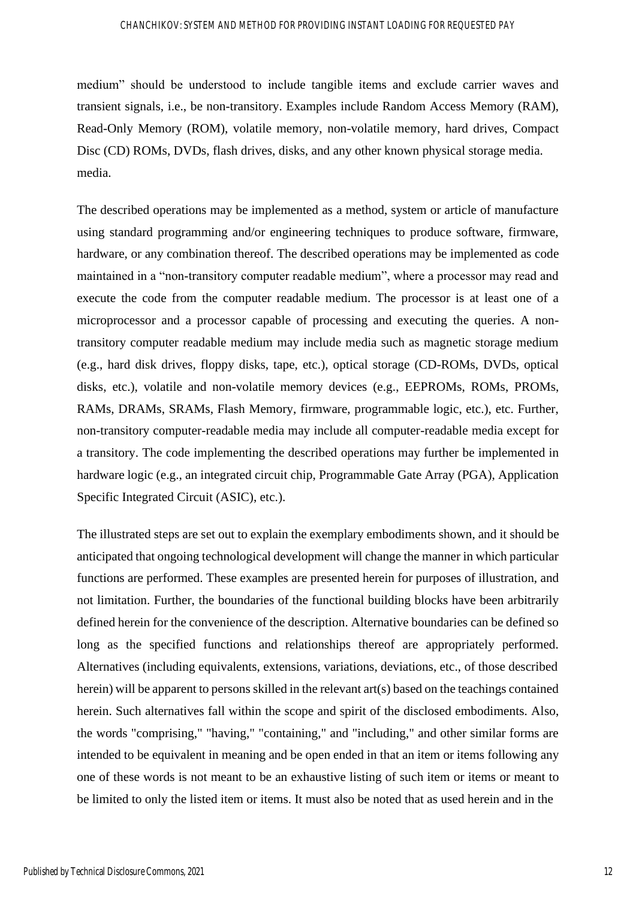medium" should be understood to include tangible items and exclude carrier waves and transient signals, i.e., be non-transitory. Examples include Random Access Memory (RAM), Read-Only Memory (ROM), volatile memory, non-volatile memory, hard drives, Compact Disc (CD) ROMs, DVDs, flash drives, disks, and any other known physical storage media. media.

The described operations may be implemented as a method, system or article of manufacture using standard programming and/or engineering techniques to produce software, firmware, hardware, or any combination thereof. The described operations may be implemented as code maintained in a "non-transitory computer readable medium", where a processor may read and execute the code from the computer readable medium. The processor is at least one of a microprocessor and a processor capable of processing and executing the queries. A non-transitory computer readable medium may include media such as magnetic storage medium (e.g., hard disk drives, floppy disks, tape, etc.), optical storage (CD-ROMs, DVDs, optical disks, etc.), volatile and non-volatile memory devices (e.g., EEPROMs, ROMs, PROMs, RAMs, DRAMs, SRAMs, Flash Memory, firmware, programmable logic, etc.), etc. Further, non-transitory computer-readable media may include all computer-readable media except for a transitory. The code implementing the described operations may further be implemented in hardware logic (e.g., an integrated circuit chip, Programmable Gate Array (PGA), Application Specific Integrated Circuit (ASIC), etc.).

The illustrated steps are set out to explain the exemplary embodiments shown, and it should be anticipated that ongoing technological development will change the manner in which particular functions are performed. These examples are presented herein for purposes of illustration, and not limitation. Further, the boundaries of the functional building blocks have been arbitrarily defined herein for the convenience of the description. Alternative boundaries can be defined so long as the specified functions and relationships thereof are appropriately performed. Alternatives (including equivalents, extensions, variations, deviations, etc., of those described herein) will be apparent to persons skilled in the relevant art(s) based on the teachings contained herein. Such alternatives fall within the scope and spirit of the disclosed embodiments. Also, the words "comprising," "having," "containing," and "including," and other similar forms are intended to be equivalent in meaning and be open ended in that an item or items following any one of these words is not meant to be an exhaustive listing of such item or items or meant to be limited to only the listed item or items. It must also be noted that as used herein and in the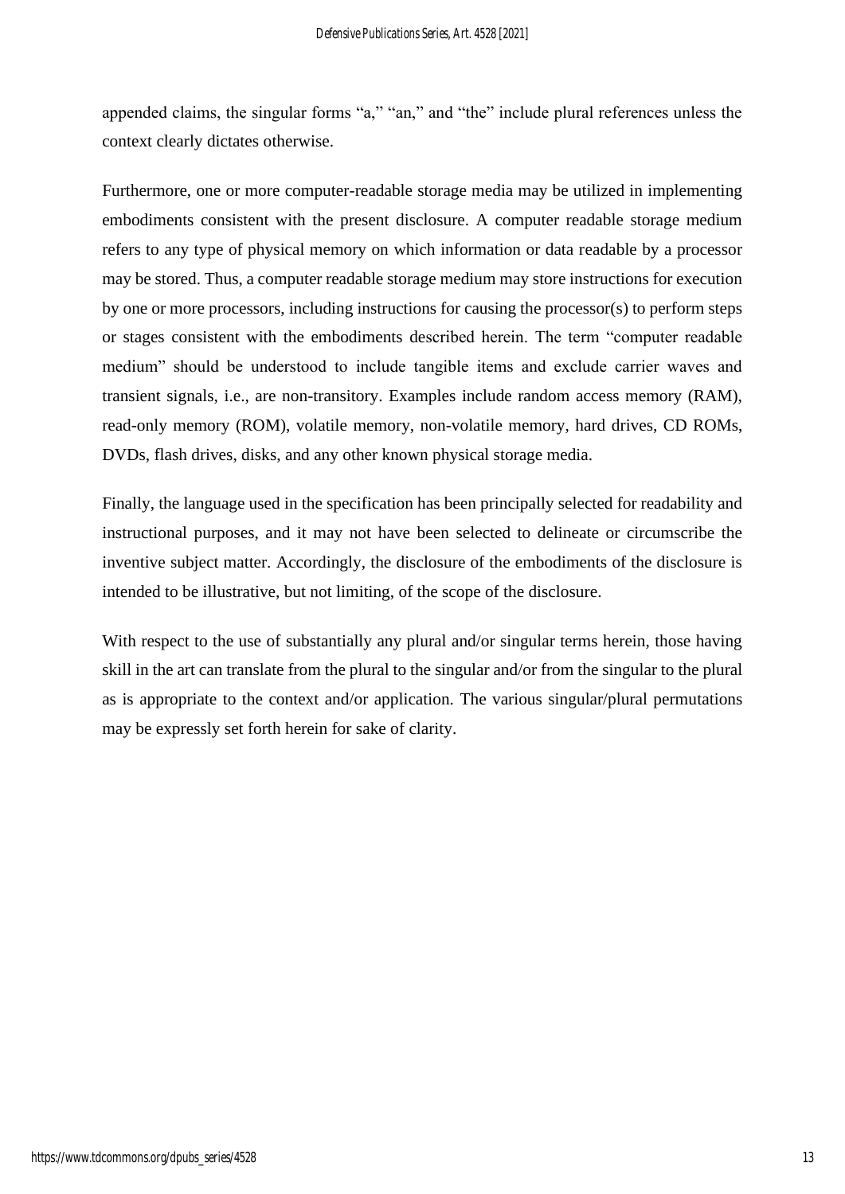appended claims, the singular forms "a," "an," and "the" include plural references unless the context clearly dictates otherwise.

Furthermore, one or more computer-readable storage media may be utilized in implementing embodiments consistent with the present disclosure. A computer readable storage medium refers to any type of physical memory on which information or data readable by a processor may be stored. Thus, a computer readable storage medium may store instructions for execution by one or more processors, including instructions for causing the processor(s) to perform steps or stages consistent with the embodiments described herein. The term "computer readable medium" should be understood to include tangible items and exclude carrier waves and transient signals, i.e., are non-transitory. Examples include random access memory (RAM), read-only memory (ROM), volatile memory, non-volatile memory, hard drives, CD ROMs, DVDs, flash drives, disks, and any other known physical storage media.

Finally, the language used in the specification has been principally selected for readability and instructional purposes, and it may not have been selected to delineate or circumscribe the inventive subject matter. Accordingly, the disclosure of the embodiments of the disclosure is intended to be illustrative, but not limiting, of the scope of the disclosure.

With respect to the use of substantially any plural and/or singular terms herein, those having skill in the art can translate from the plural to the singular and/or from the singular to the plural as is appropriate to the context and/or application. The various singular/plural permutations may be expressly set forth herein for sake of clarity.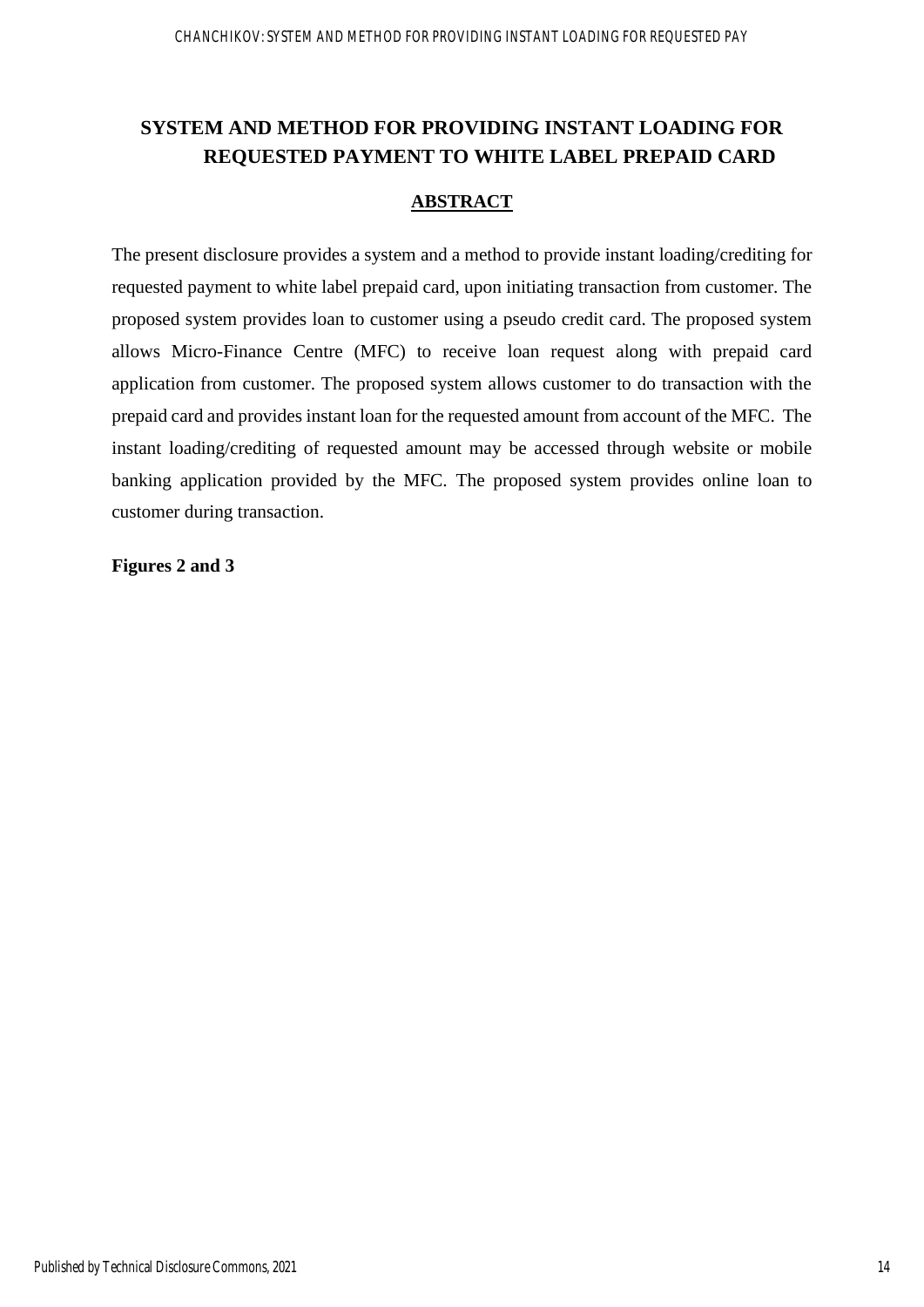# SYSTEM AND METHOD FOR PROVIDING INSTANT LOADING FOR REQUESTED PAYMENT TO WHITE LABEL PREPAID CARD

## ABSTRACT

The present disclosure provides a system and a method to provide instant loading/crediting for requested payment to white label prepaid card, upon initiating transaction from customer. The proposed system provides loan to customer using a pseudo credit card. The proposed system allows Micro-Finance Centre (MFC) to receive loan request along with prepaid card application from customer. The proposed system allows customer to do transaction with the prepaid card and provides instant loan for the requested amount from account of the MFC. The instant loading/crediting of requested amount may be accessed through website or mobile banking application provided by the MFC. The proposed system provides online loan to customer during transaction.

**Figures 2 and 3**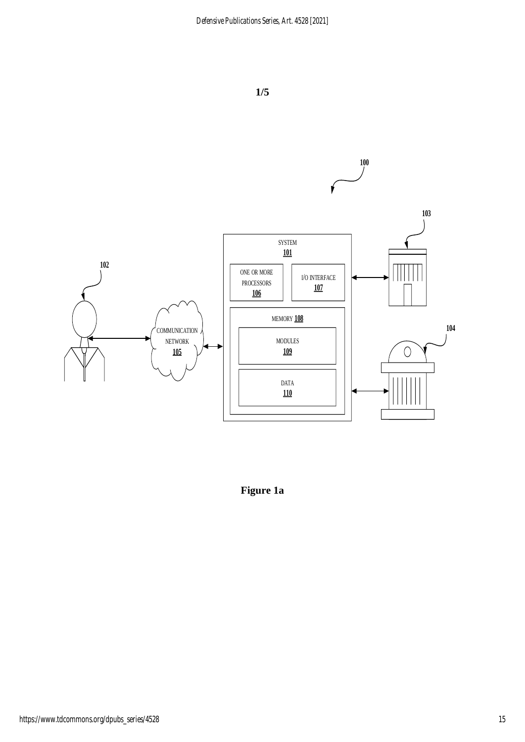1/5

100

103

SYSTEM
101

ONE OR MORE PROCESSORS
106

I/O INTERFACE
107

102

MEMORY 108

COMMUNICATION NETWORK
105

MODULES
109

104

DATA
110

**Figure 1a**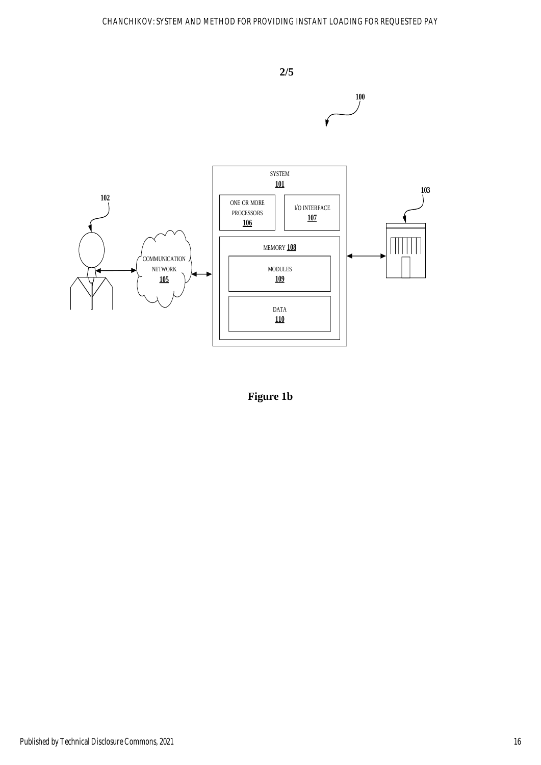2/5

100

SYSTEM
101

ONE OR MORE PROCESSORS
106

I/O INTERFACE
107

MEMORY 108

MODULES
109

DATA
110

102

COMMUNICATION NETWORK
105

103

**Figure 1b**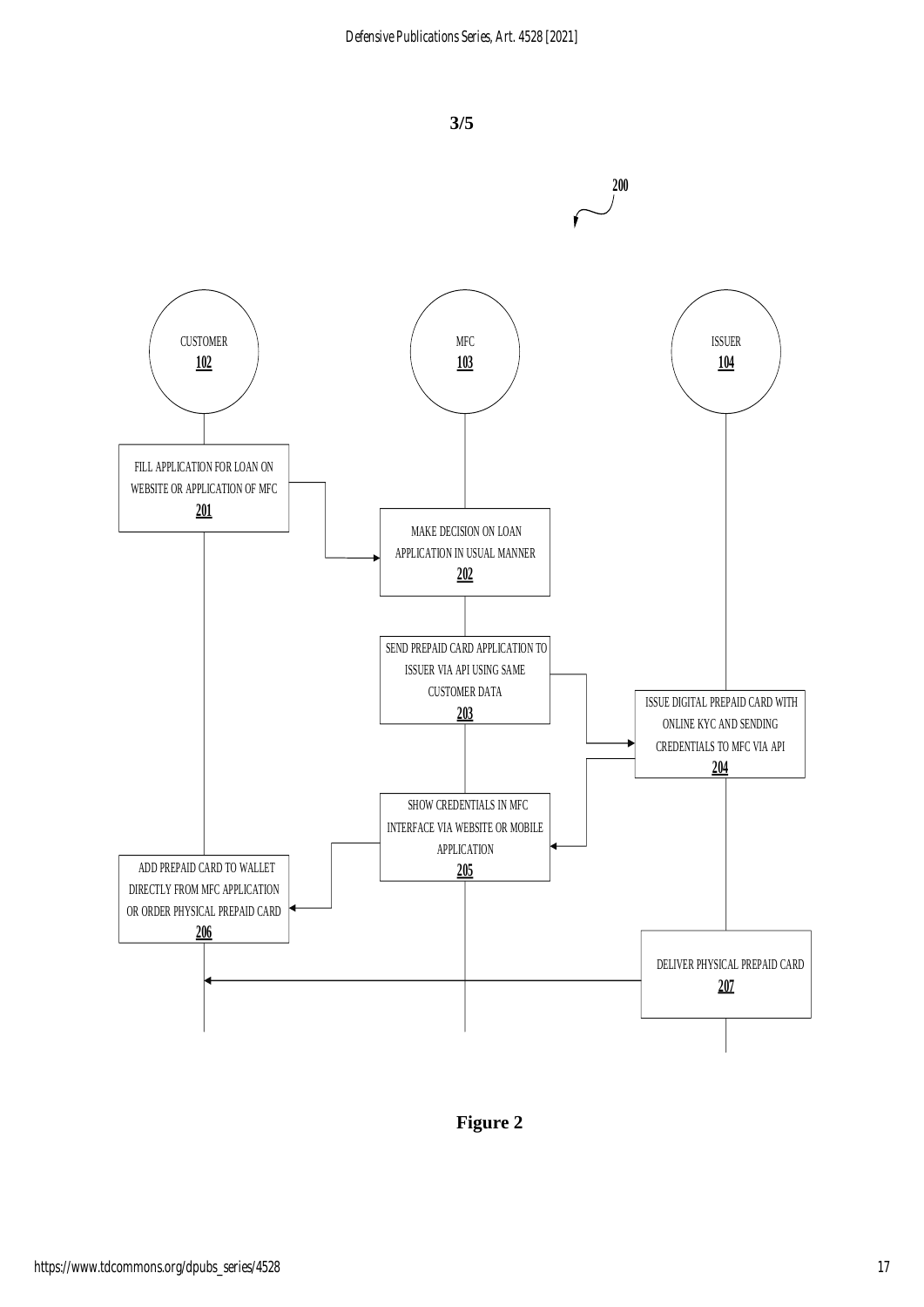3/5

200

CUSTOMER
**102**

MFC
**103**

ISSUER
**104**

FILL APPLICATION FOR LOAN ON WEBSITE OR APPLICATION OF MFC
**201**

MAKE DECISION ON LOAN APPLICATION IN USUAL MANNER
**202**

SEND PREPAID CARD APPLICATION TO ISSUER VIA API USING SAME CUSTOMER DATA
**203**

ISSUE DIGITAL PREPAID CARD WITH ONLINE KYC AND SENDING CREDENTIALS TO MFC VIA API
**204**

SHOW CREDENTIALS IN MFC INTERFACE VIA WEBSITE OR MOBILE APPLICATION
**205**

ADD PREPAID CARD TO WALLET DIRECTLY FROM MFC APPLICATION OR ORDER PHYSICAL PREPAID CARD
**206**

DELIVER PHYSICAL PREPAID CARD
**207**

**Figure 2**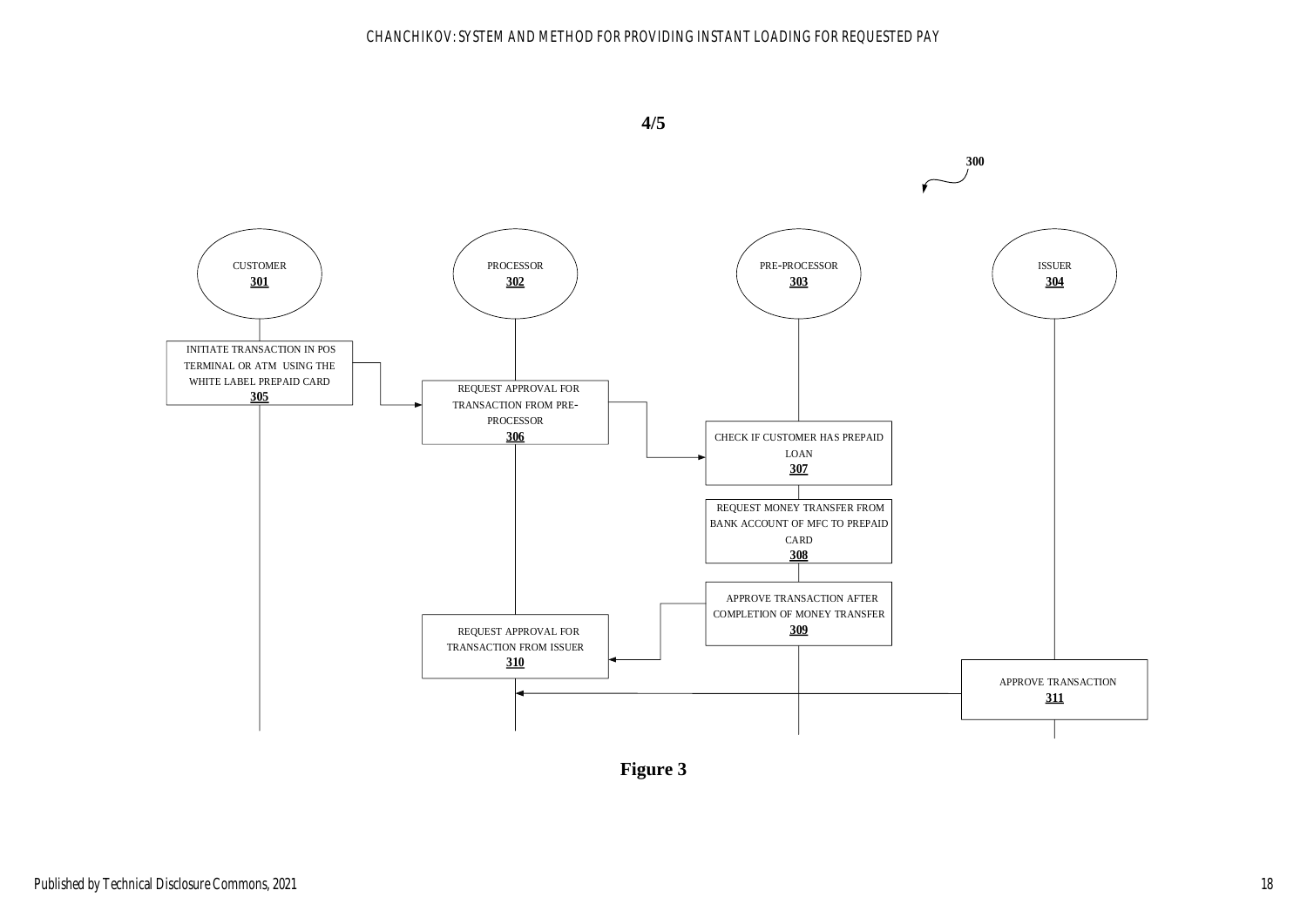4/5

300

CUSTOMER
**301**

PROCESSOR
**302**

PRE-PROCESSOR
**303**

ISSUER
**304**

INITIATE TRANSACTION IN POS TERMINAL OR ATM USING THE WHITE LABEL PREPAID CARD
**305**

REQUEST APPROVAL FOR TRANSACTION FROM PRE-PROCESSOR
**306**

CHECK IF CUSTOMER HAS PREPAID LOAN
**307**

REQUEST MONEY TRANSFER FROM BANK ACCOUNT OF MFC TO PREPAID CARD
**308**

APPROVE TRANSACTION AFTER COMPLETION OF MONEY TRANSFER
**309**

REQUEST APPROVAL FOR TRANSACTION FROM ISSUER
**310**

APPROVE TRANSACTION
**311**

**Figure 3**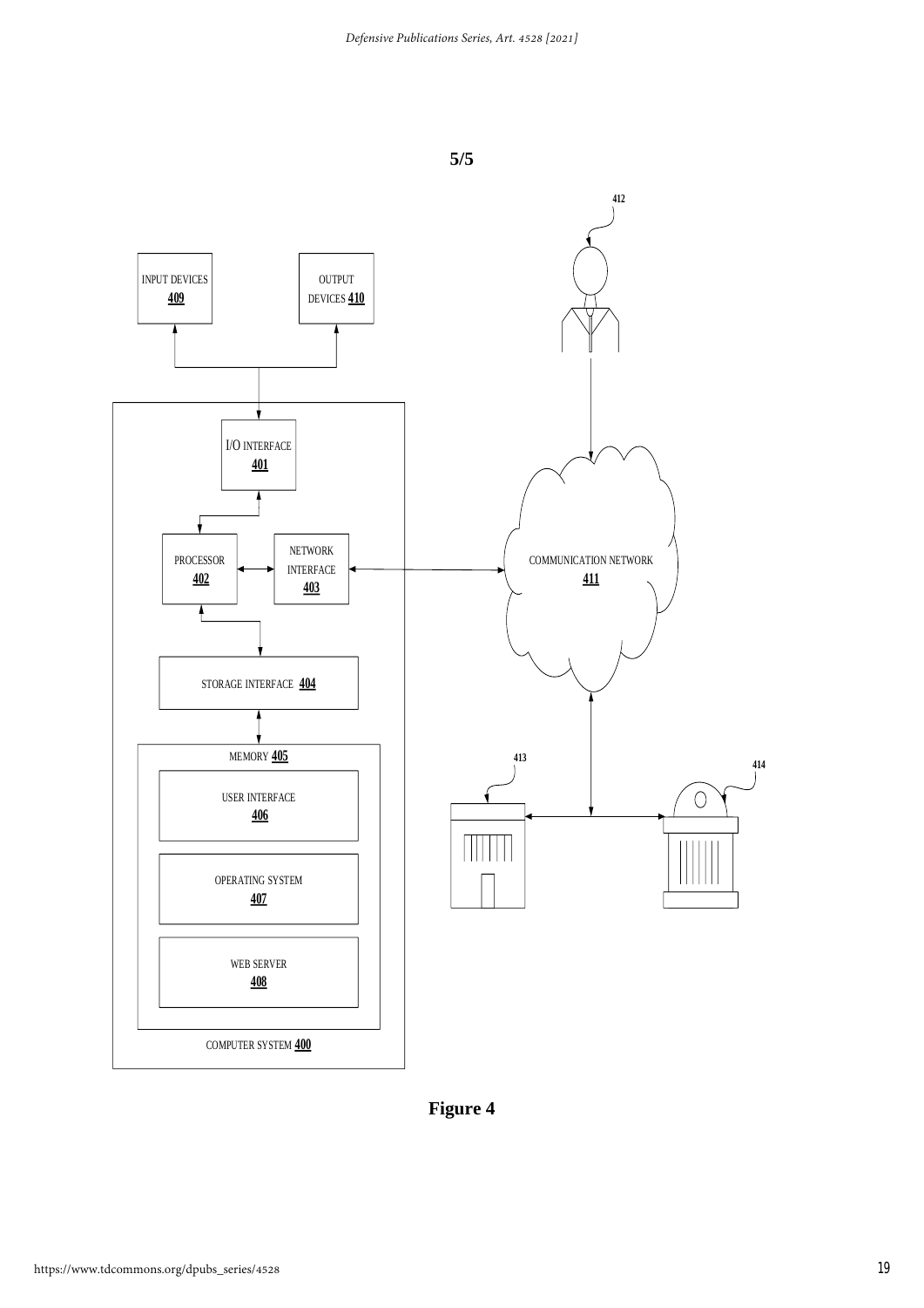5/5

INPUT DEVICES 409

OUTPUT DEVICES 410

I/O INTERFACE 401

PROCESSOR 402

NETWORK INTERFACE 403

STORAGE INTERFACE 404

MEMORY 405

USER INTERFACE 406

OPERATING SYSTEM 407

WEB SERVER 408

COMPUTER SYSTEM 400

412

COMMUNICATION NETWORK 411

413

414

**Figure 4**